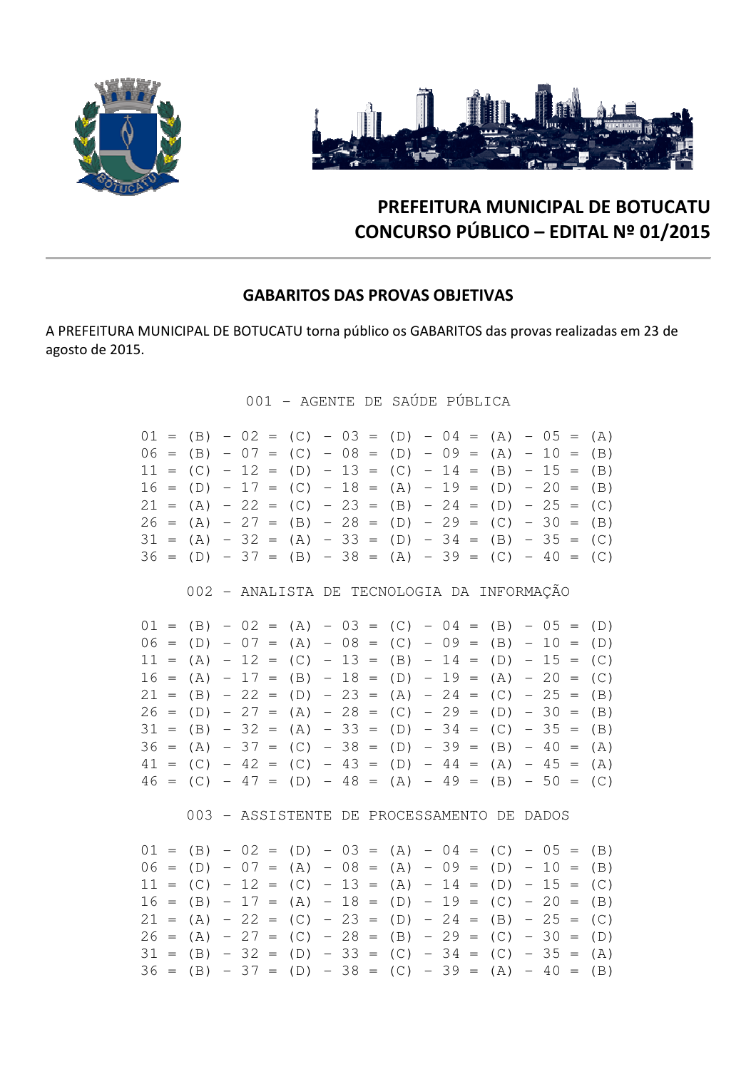# PREFEITURA MUNICIPAL DE BOTUCATU
# CONCURSO PÚBLICO – EDITAL Nº 01/2015

## GABARITOS DAS PROVAS OBJETIVAS

A PREFEITURA MUNICIPAL DE BOTUCATU torna público os GABARITOS das provas realizadas em 23 de agosto de 2015.

### 001 – AGENTE DE SAÚDE PÚBLICA

```
01 = (B) - 02 = (C) - 03 = (D) - 04 = (A) - 05 = (A)
06 = (B) - 07 = (C) - 08 = (D) - 09 = (A) - 10 = (B)
11 = (C) - 12 = (D) - 13 = (C) - 14 = (B) - 15 = (B)
16 = (D) - 17 = (C) - 18 = (A) - 19 = (D) - 20 = (B)
21 = (A) - 22 = (C) - 23 = (B) - 24 = (D) - 25 = (C)
26 = (A) - 27 = (B) - 28 = (D) - 29 = (C) - 30 = (B)
31 = (A) - 32 = (A) - 33 = (D) - 34 = (B) - 35 = (C)
36 = (D) - 37 = (B) - 38 = (A) - 39 = (C) - 40 = (C)
```

### 002 – ANALISTA DE TECNOLOGIA DA INFORMAÇÃO

```
01 = (B) - 02 = (A) - 03 = (C) - 04 = (B) - 05 = (D)
06 = (D) - 07 = (A) - 08 = (C) - 09 = (B) - 10 = (D)
11 = (A) - 12 = (C) - 13 = (B) - 14 = (D) - 15 = (C)
16 = (A) - 17 = (B) - 18 = (D) - 19 = (A) - 20 = (C)
21 = (B) - 22 = (D) - 23 = (A) - 24 = (C) - 25 = (B)
26 = (D) - 27 = (A) - 28 = (C) - 29 = (D) - 30 = (B)
31 = (B) - 32 = (A) - 33 = (D) - 34 = (C) - 35 = (B)
36 = (A) - 37 = (C) - 38 = (D) - 39 = (B) - 40 = (A)
41 = (C) - 42 = (C) - 43 = (D) - 44 = (A) - 45 = (A)
46 = (C) - 47 = (D) - 48 = (A) - 49 = (B) - 50 = (C)
```

### 003 – ASSISTENTE DE PROCESSAMENTO DE DADOS

```
01 = (B) - 02 = (D) - 03 = (A) - 04 = (C) - 05 = (B)
06 = (D) - 07 = (A) - 08 = (A) - 09 = (D) - 10 = (B)
11 = (C) - 12 = (C) - 13 = (A) - 14 = (D) - 15 = (C)
16 = (B) - 17 = (A) - 18 = (D) - 19 = (C) - 20 = (B)
21 = (A) - 22 = (C) - 23 = (D) - 24 = (B) - 25 = (C)
26 = (A) - 27 = (C) - 28 = (B) - 29 = (C) - 30 = (D)
31 = (B) - 32 = (D) - 33 = (C) - 34 = (C) - 35 = (A)
36 = (B) - 37 = (D) - 38 = (C) - 39 = (A) - 40 = (B)
```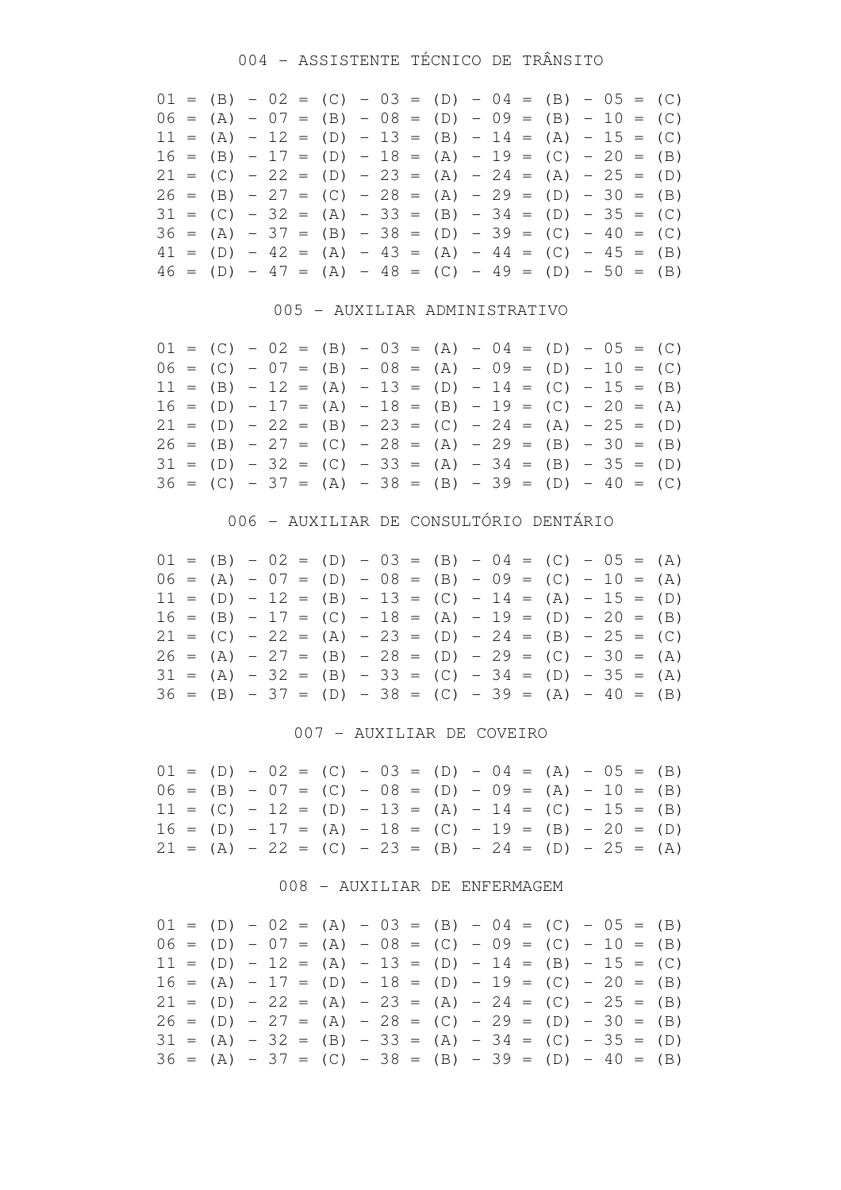## 004 – ASSISTENTE TÉCNICO DE TRÂNSITO

01 = (B) – 02 = (C) – 03 = (D) – 04 = (B) – 05 = (C)
06 = (A) – 07 = (B) – 08 = (D) – 09 = (B) – 10 = (C)
11 = (A) – 12 = (D) – 13 = (B) – 14 = (A) – 15 = (C)
16 = (B) – 17 = (D) – 18 = (A) – 19 = (C) – 20 = (B)
21 = (C) – 22 = (D) – 23 = (A) – 24 = (A) – 25 = (D)
26 = (B) – 27 = (C) – 28 = (A) – 29 = (D) – 30 = (B)
31 = (C) – 32 = (A) – 33 = (B) – 34 = (D) – 35 = (C)
36 = (A) – 37 = (B) – 38 = (D) – 39 = (C) – 40 = (C)
41 = (D) – 42 = (A) – 43 = (A) – 44 = (C) – 45 = (B)
46 = (D) – 47 = (A) – 48 = (C) – 49 = (D) – 50 = (B)

## 005 – AUXILIAR ADMINISTRATIVO

01 = (C) – 02 = (B) – 03 = (A) – 04 = (D) – 05 = (C)
06 = (C) – 07 = (B) – 08 = (A) – 09 = (D) – 10 = (C)
11 = (B) – 12 = (A) – 13 = (D) – 14 = (C) – 15 = (B)
16 = (D) – 17 = (A) – 18 = (B) – 19 = (C) – 20 = (A)
21 = (D) – 22 = (B) – 23 = (C) – 24 = (A) – 25 = (D)
26 = (B) – 27 = (C) – 28 = (A) – 29 = (B) – 30 = (B)
31 = (D) – 32 = (C) – 33 = (A) – 34 = (B) – 35 = (D)
36 = (C) – 37 = (A) – 38 = (B) – 39 = (D) – 40 = (C)

## 006 – AUXILIAR DE CONSULTÓRIO DENTÁRIO

01 = (B) – 02 = (D) – 03 = (B) – 04 = (C) – 05 = (A)
06 = (A) – 07 = (D) – 08 = (B) – 09 = (C) – 10 = (A)
11 = (D) – 12 = (B) – 13 = (C) – 14 = (A) – 15 = (D)
16 = (B) – 17 = (C) – 18 = (A) – 19 = (D) – 20 = (B)
21 = (C) – 22 = (A) – 23 = (D) – 24 = (B) – 25 = (C)
26 = (A) – 27 = (B) – 28 = (D) – 29 = (C) – 30 = (A)
31 = (A) – 32 = (B) – 33 = (C) – 34 = (D) – 35 = (A)
36 = (B) – 37 = (D) – 38 = (C) – 39 = (A) – 40 = (B)

## 007 – AUXILIAR DE COVEIRO

01 = (D) – 02 = (C) – 03 = (D) – 04 = (A) – 05 = (B)
06 = (B) – 07 = (C) – 08 = (D) – 09 = (A) – 10 = (B)
11 = (C) – 12 = (D) – 13 = (A) – 14 = (C) – 15 = (B)
16 = (D) – 17 = (A) – 18 = (C) – 19 = (B) – 20 = (D)
21 = (A) – 22 = (C) – 23 = (B) – 24 = (D) – 25 = (A)

## 008 – AUXILIAR DE ENFERMAGEM

01 = (D) – 02 = (A) – 03 = (B) – 04 = (C) – 05 = (B)
06 = (D) – 07 = (A) – 08 = (C) – 09 = (C) – 10 = (B)
11 = (D) – 12 = (A) – 13 = (D) – 14 = (B) – 15 = (C)
16 = (A) – 17 = (D) – 18 = (D) – 19 = (C) – 20 = (B)
21 = (D) – 22 = (A) – 23 = (A) – 24 = (C) – 25 = (B)
26 = (D) – 27 = (A) – 28 = (C) – 29 = (D) – 30 = (B)
31 = (A) – 32 = (B) – 33 = (A) – 34 = (C) – 35 = (D)
36 = (A) – 37 = (C) – 38 = (B) – 39 = (D) – 40 = (B)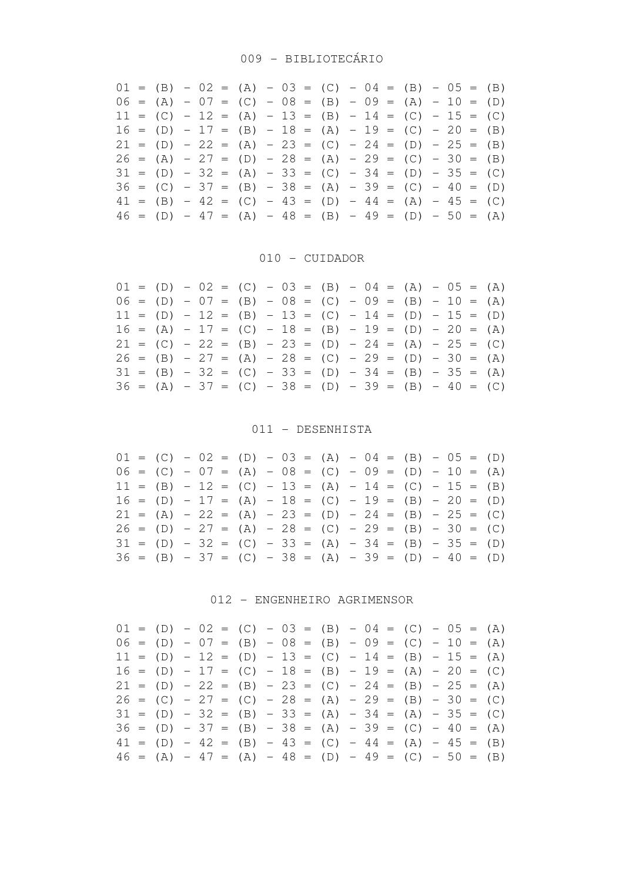## 009 – BIBLIOTECÁRIO

01 = (B) – 02 = (A) – 03 = (C) – 04 = (B) – 05 = (B)
06 = (A) – 07 = (C) – 08 = (B) – 09 = (A) – 10 = (D)
11 = (C) – 12 = (A) – 13 = (B) – 14 = (C) – 15 = (C)
16 = (D) – 17 = (B) – 18 = (A) – 19 = (C) – 20 = (B)
21 = (D) – 22 = (A) – 23 = (C) – 24 = (D) – 25 = (B)
26 = (A) – 27 = (D) – 28 = (A) – 29 = (C) – 30 = (B)
31 = (D) – 32 = (A) – 33 = (C) – 34 = (D) – 35 = (C)
36 = (C) – 37 = (B) – 38 = (A) – 39 = (C) – 40 = (D)
41 = (B) – 42 = (C) – 43 = (D) – 44 = (A) – 45 = (C)
46 = (D) – 47 = (A) – 48 = (B) – 49 = (D) – 50 = (A)

## 010 – CUIDADOR

01 = (D) – 02 = (C) – 03 = (B) – 04 = (A) – 05 = (A)
06 = (D) – 07 = (B) – 08 = (C) – 09 = (B) – 10 = (A)
11 = (D) – 12 = (B) – 13 = (C) – 14 = (D) – 15 = (D)
16 = (A) – 17 = (C) – 18 = (B) – 19 = (D) – 20 = (A)
21 = (C) – 22 = (B) – 23 = (D) – 24 = (A) – 25 = (C)
26 = (B) – 27 = (A) – 28 = (C) – 29 = (D) – 30 = (A)
31 = (B) – 32 = (C) – 33 = (D) – 34 = (B) – 35 = (A)
36 = (A) – 37 = (C) – 38 = (D) – 39 = (B) – 40 = (C)

## 011 – DESENHISTA

01 = (C) – 02 = (D) – 03 = (A) – 04 = (B) – 05 = (D)
06 = (C) – 07 = (A) – 08 = (C) – 09 = (D) – 10 = (A)
11 = (B) – 12 = (C) – 13 = (A) – 14 = (C) – 15 = (B)
16 = (D) – 17 = (A) – 18 = (C) – 19 = (B) – 20 = (D)
21 = (A) – 22 = (A) – 23 = (D) – 24 = (B) – 25 = (C)
26 = (D) – 27 = (A) – 28 = (C) – 29 = (B) – 30 = (C)
31 = (D) – 32 = (C) – 33 = (A) – 34 = (B) – 35 = (D)
36 = (B) – 37 = (C) – 38 = (A) – 39 = (D) – 40 = (D)

## 012 – ENGENHEIRO AGRIMENSOR

01 = (D) – 02 = (C) – 03 = (B) – 04 = (C) – 05 = (A)
06 = (D) – 07 = (B) – 08 = (B) – 09 = (C) – 10 = (A)
11 = (D) – 12 = (D) – 13 = (C) – 14 = (B) – 15 = (A)
16 = (D) – 17 = (C) – 18 = (B) – 19 = (A) – 20 = (C)
21 = (D) – 22 = (B) – 23 = (C) – 24 = (B) – 25 = (A)
26 = (C) – 27 = (C) – 28 = (A) – 29 = (B) – 30 = (C)
31 = (D) – 32 = (B) – 33 = (A) – 34 = (A) – 35 = (C)
36 = (D) – 37 = (B) – 38 = (A) – 39 = (C) – 40 = (A)
41 = (D) – 42 = (B) – 43 = (C) – 44 = (A) – 45 = (B)
46 = (A) – 47 = (A) – 48 = (D) – 49 = (C) – 50 = (B)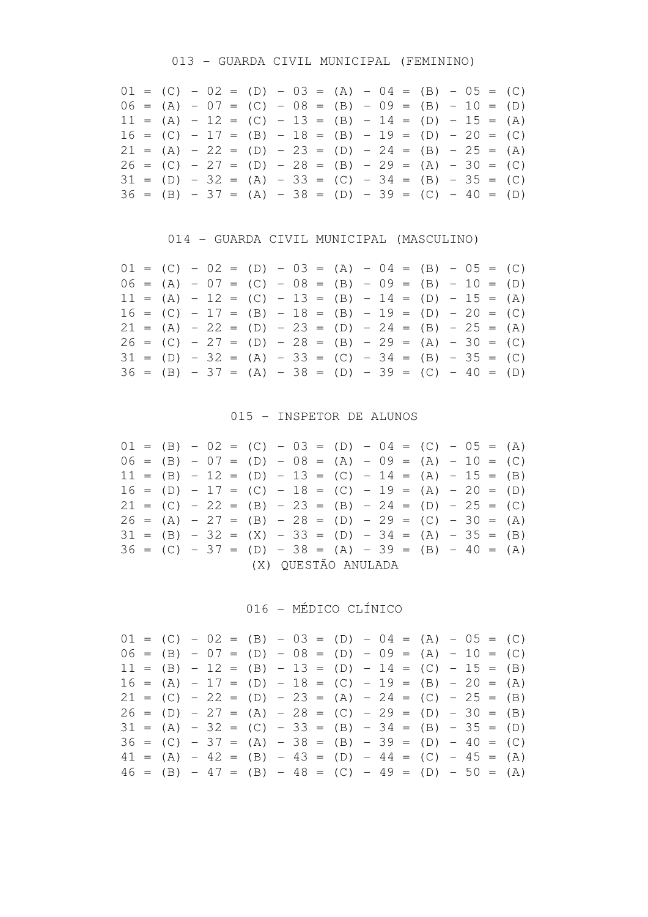## 013 – GUARDA CIVIL MUNICIPAL (FEMININO)

01 = (C) – 02 = (D) – 03 = (A) – 04 = (B) – 05 = (C)
06 = (A) – 07 = (C) – 08 = (B) – 09 = (B) – 10 = (D)
11 = (A) – 12 = (C) – 13 = (B) – 14 = (D) – 15 = (A)
16 = (C) – 17 = (B) – 18 = (B) – 19 = (D) – 20 = (C)
21 = (A) – 22 = (D) – 23 = (D) – 24 = (B) – 25 = (A)
26 = (C) – 27 = (D) – 28 = (B) – 29 = (A) – 30 = (C)
31 = (D) – 32 = (A) – 33 = (C) – 34 = (B) – 35 = (C)
36 = (B) – 37 = (A) – 38 = (D) – 39 = (C) – 40 = (D)

## 014 – GUARDA CIVIL MUNICIPAL (MASCULINO)

01 = (C) – 02 = (D) – 03 = (A) – 04 = (B) – 05 = (C)
06 = (A) – 07 = (C) – 08 = (B) – 09 = (B) – 10 = (D)
11 = (A) – 12 = (C) – 13 = (B) – 14 = (D) – 15 = (A)
16 = (C) – 17 = (B) – 18 = (B) – 19 = (D) – 20 = (C)
21 = (A) – 22 = (D) – 23 = (D) – 24 = (B) – 25 = (A)
26 = (C) – 27 = (D) – 28 = (B) – 29 = (A) – 30 = (C)
31 = (D) – 32 = (A) – 33 = (C) – 34 = (B) – 35 = (C)
36 = (B) – 37 = (A) – 38 = (D) – 39 = (C) – 40 = (D)

## 015 – INSPETOR DE ALUNOS

01 = (B) – 02 = (C) – 03 = (D) – 04 = (C) – 05 = (A)
06 = (B) – 07 = (D) – 08 = (A) – 09 = (A) – 10 = (C)
11 = (B) – 12 = (D) – 13 = (C) – 14 = (A) – 15 = (B)
16 = (D) – 17 = (C) – 18 = (C) – 19 = (A) – 20 = (D)
21 = (C) – 22 = (B) – 23 = (B) – 24 = (D) – 25 = (C)
26 = (A) – 27 = (B) – 28 = (D) – 29 = (C) – 30 = (A)
31 = (B) – 32 = (X) – 33 = (D) – 34 = (A) – 35 = (B)
36 = (C) – 37 = (D) – 38 = (A) – 39 = (B) – 40 = (A)

(X) QUESTÃO ANULADA

## 016 – MÉDICO CLÍNICO

01 = (C) – 02 = (B) – 03 = (D) – 04 = (A) – 05 = (C)
06 = (B) – 07 = (D) – 08 = (D) – 09 = (A) – 10 = (C)
11 = (B) – 12 = (B) – 13 = (D) – 14 = (C) – 15 = (B)
16 = (A) – 17 = (D) – 18 = (C) – 19 = (B) – 20 = (A)
21 = (C) – 22 = (D) – 23 = (A) – 24 = (C) – 25 = (B)
26 = (D) – 27 = (A) – 28 = (C) – 29 = (D) – 30 = (B)
31 = (A) – 32 = (C) – 33 = (B) – 34 = (B) – 35 = (D)
36 = (C) – 37 = (A) – 38 = (B) – 39 = (D) – 40 = (C)
41 = (A) – 42 = (B) – 43 = (D) – 44 = (C) – 45 = (A)
46 = (B) – 47 = (B) – 48 = (C) – 49 = (D) – 50 = (A)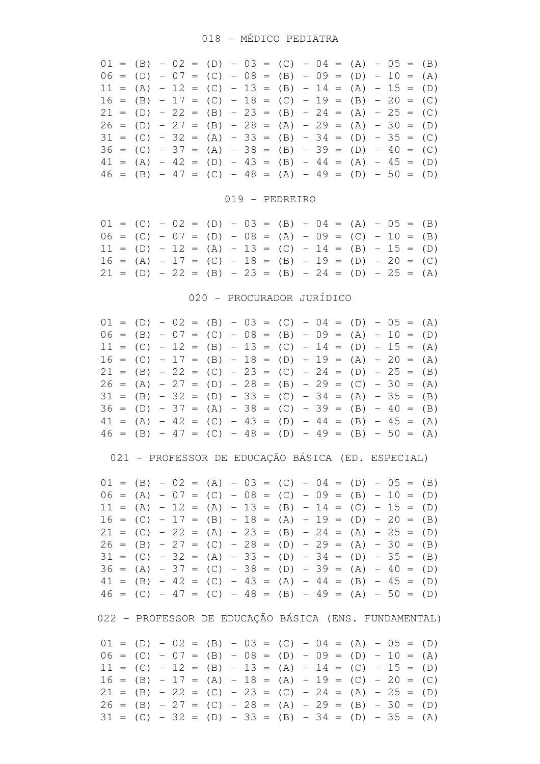## 018 - MÉDICO PEDIATRA

01 = (B) - 02 = (D) - 03 = (C) - 04 = (A) - 05 = (B)
06 = (D) - 07 = (C) - 08 = (B) - 09 = (D) - 10 = (A)
11 = (A) - 12 = (C) - 13 = (B) - 14 = (A) - 15 = (D)
16 = (B) - 17 = (C) - 18 = (C) - 19 = (B) - 20 = (C)
21 = (D) - 22 = (B) - 23 = (B) - 24 = (A) - 25 = (C)
26 = (D) - 27 = (B) - 28 = (A) - 29 = (A) - 30 = (D)
31 = (C) - 32 = (A) - 33 = (B) - 34 = (D) - 35 = (C)
36 = (C) - 37 = (A) - 38 = (B) - 39 = (D) - 40 = (C)
41 = (A) - 42 = (D) - 43 = (B) - 44 = (A) - 45 = (D)
46 = (B) - 47 = (C) - 48 = (A) - 49 = (D) - 50 = (D)

## 019 - PEDREIRO

01 = (C) - 02 = (D) - 03 = (B) - 04 = (A) - 05 = (B)
06 = (C) - 07 = (D) - 08 = (A) - 09 = (C) - 10 = (B)
11 = (D) - 12 = (A) - 13 = (C) - 14 = (B) - 15 = (D)
16 = (A) - 17 = (C) - 18 = (B) - 19 = (D) - 20 = (C)
21 = (D) - 22 = (B) - 23 = (B) - 24 = (D) - 25 = (A)

## 020 - PROCURADOR JURÍDICO

01 = (D) - 02 = (B) - 03 = (C) - 04 = (D) - 05 = (A)
06 = (B) - 07 = (C) - 08 = (B) - 09 = (A) - 10 = (D)
11 = (C) - 12 = (B) - 13 = (C) - 14 = (D) - 15 = (A)
16 = (C) - 17 = (B) - 18 = (D) - 19 = (A) - 20 = (A)
21 = (B) - 22 = (C) - 23 = (C) - 24 = (D) - 25 = (B)
26 = (A) - 27 = (D) - 28 = (B) - 29 = (C) - 30 = (A)
31 = (B) - 32 = (D) - 33 = (C) - 34 = (A) - 35 = (B)
36 = (D) - 37 = (A) - 38 = (C) - 39 = (B) - 40 = (B)
41 = (A) - 42 = (C) - 43 = (D) - 44 = (B) - 45 = (A)
46 = (B) - 47 = (C) - 48 = (D) - 49 = (B) - 50 = (A)

## 021 - PROFESSOR DE EDUCAÇÃO BÁSICA (ED. ESPECIAL)

01 = (B) - 02 = (A) - 03 = (C) - 04 = (D) - 05 = (B)
06 = (A) - 07 = (C) - 08 = (C) - 09 = (B) - 10 = (D)
11 = (A) - 12 = (A) - 13 = (B) - 14 = (C) - 15 = (D)
16 = (C) - 17 = (B) - 18 = (A) - 19 = (D) - 20 = (B)
21 = (C) - 22 = (A) - 23 = (B) - 24 = (A) - 25 = (D)
26 = (B) - 27 = (C) - 28 = (D) - 29 = (A) - 30 = (B)
31 = (C) - 32 = (A) - 33 = (D) - 34 = (D) - 35 = (B)
36 = (A) - 37 = (C) - 38 = (D) - 39 = (A) - 40 = (D)
41 = (B) - 42 = (C) - 43 = (A) - 44 = (B) - 45 = (D)
46 = (C) - 47 = (C) - 48 = (B) - 49 = (A) - 50 = (D)

## 022 - PROFESSOR DE EDUCAÇÃO BÁSICA (ENS. FUNDAMENTAL)

01 = (D) - 02 = (B) - 03 = (C) - 04 = (A) - 05 = (D)
06 = (C) - 07 = (B) - 08 = (D) - 09 = (D) - 10 = (A)
11 = (C) - 12 = (B) - 13 = (A) - 14 = (C) - 15 = (D)
16 = (B) - 17 = (A) - 18 = (A) - 19 = (C) - 20 = (C)
21 = (B) - 22 = (C) - 23 = (C) - 24 = (A) - 25 = (D)
26 = (B) - 27 = (C) - 28 = (A) - 29 = (B) - 30 = (D)
31 = (C) - 32 = (D) - 33 = (B) - 34 = (D) - 35 = (A)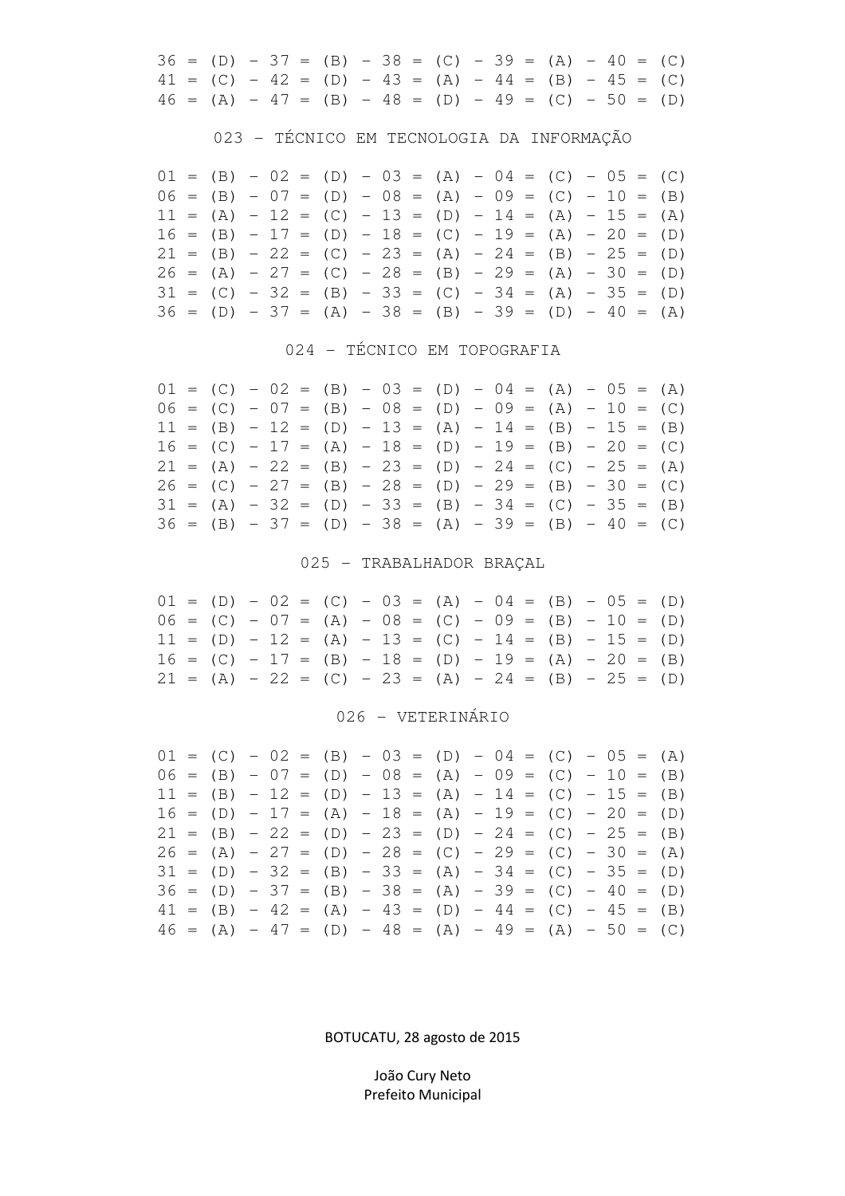36 = (D) - 37 = (B) - 38 = (C) - 39 = (A) - 40 = (C)
41 = (C) - 42 = (D) - 43 = (A) - 44 = (B) - 45 = (C)
46 = (A) - 47 = (B) - 48 = (D) - 49 = (C) - 50 = (D)

## 023 – TÉCNICO EM TECNOLOGIA DA INFORMAÇÃO

01 = (B) - 02 = (D) - 03 = (A) - 04 = (C) - 05 = (C)
06 = (B) - 07 = (D) - 08 = (A) - 09 = (C) - 10 = (B)
11 = (A) - 12 = (C) - 13 = (D) - 14 = (A) - 15 = (A)
16 = (B) - 17 = (D) - 18 = (C) - 19 = (A) - 20 = (D)
21 = (B) - 22 = (C) - 23 = (A) - 24 = (B) - 25 = (D)
26 = (A) - 27 = (C) - 28 = (B) - 29 = (A) - 30 = (D)
31 = (C) - 32 = (B) - 33 = (C) - 34 = (A) - 35 = (D)
36 = (D) - 37 = (A) - 38 = (B) - 39 = (D) - 40 = (A)

## 024 – TÉCNICO EM TOPOGRAFIA

01 = (C) - 02 = (B) - 03 = (D) - 04 = (A) - 05 = (A)
06 = (C) - 07 = (B) - 08 = (D) - 09 = (A) - 10 = (C)
11 = (B) - 12 = (D) - 13 = (A) - 14 = (B) - 15 = (B)
16 = (C) - 17 = (A) - 18 = (D) - 19 = (B) - 20 = (C)
21 = (A) - 22 = (B) - 23 = (D) - 24 = (C) - 25 = (A)
26 = (C) - 27 = (B) - 28 = (D) - 29 = (B) - 30 = (C)
31 = (A) - 32 = (D) - 33 = (B) - 34 = (C) - 35 = (B)
36 = (B) - 37 = (D) - 38 = (A) - 39 = (B) - 40 = (C)

## 025 – TRABALHADOR BRAÇAL

01 = (D) - 02 = (C) - 03 = (A) - 04 = (B) - 05 = (D)
06 = (C) - 07 = (A) - 08 = (C) - 09 = (B) - 10 = (D)
11 = (D) - 12 = (A) - 13 = (C) - 14 = (B) - 15 = (D)
16 = (C) - 17 = (B) - 18 = (D) - 19 = (A) - 20 = (B)
21 = (A) - 22 = (C) - 23 = (A) - 24 = (B) - 25 = (D)

## 026 – VETERINÁRIO

01 = (C) - 02 = (B) - 03 = (D) - 04 = (C) - 05 = (A)
06 = (B) - 07 = (D) - 08 = (A) - 09 = (C) - 10 = (B)
11 = (B) - 12 = (D) - 13 = (A) - 14 = (C) - 15 = (B)
16 = (D) - 17 = (A) - 18 = (A) - 19 = (C) - 20 = (D)
21 = (B) - 22 = (D) - 23 = (D) - 24 = (C) - 25 = (B)
26 = (A) - 27 = (D) - 28 = (C) - 29 = (C) - 30 = (A)
31 = (D) - 32 = (B) - 33 = (A) - 34 = (C) - 35 = (D)
36 = (D) - 37 = (B) - 38 = (A) - 39 = (C) - 40 = (D)
41 = (B) - 42 = (A) - 43 = (D) - 44 = (C) - 45 = (B)
46 = (A) - 47 = (D) - 48 = (A) - 49 = (A) - 50 = (C)

BOTUCATU, 28 agosto de 2015

João Cury Neto
Prefeito Municipal